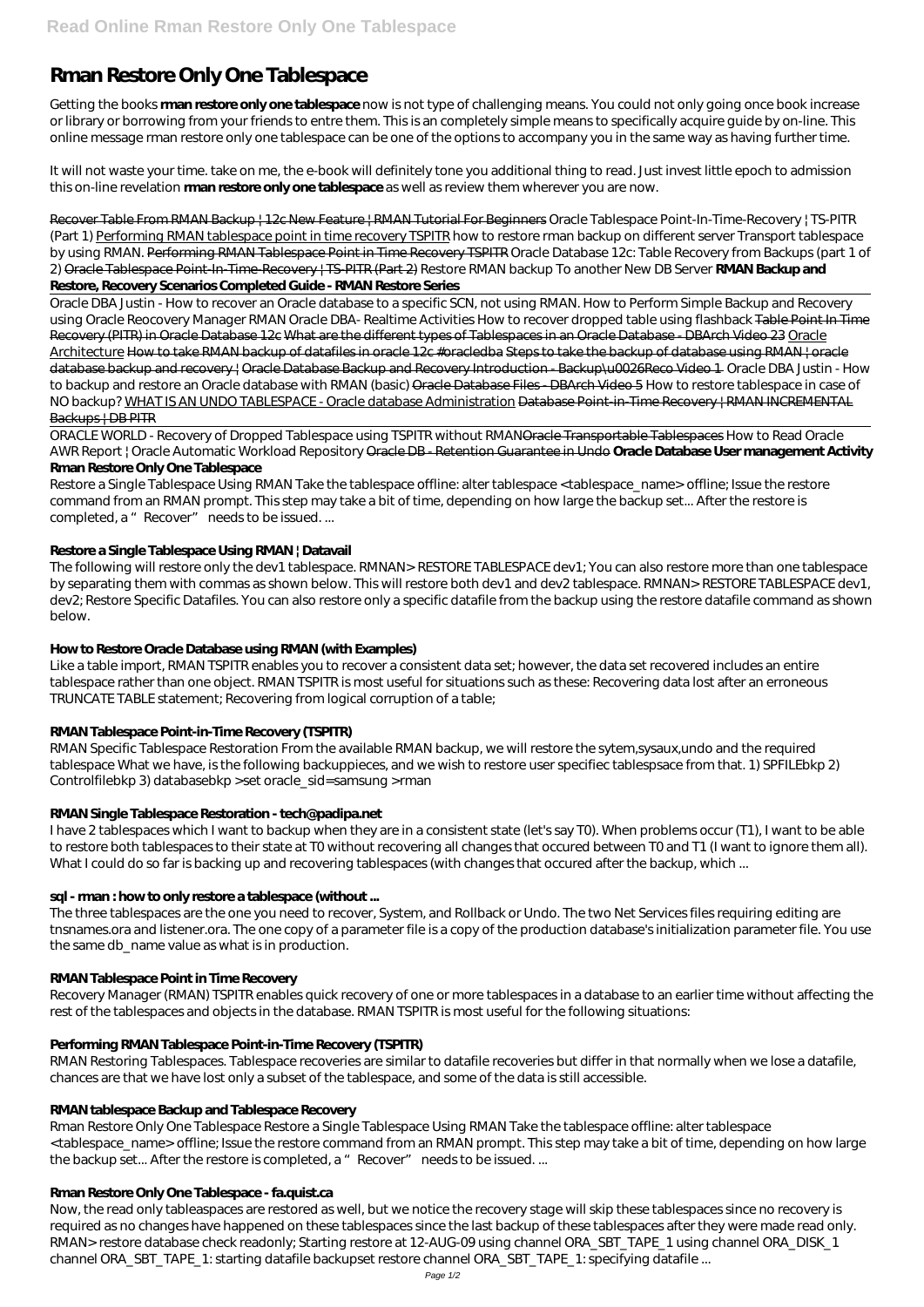# Rman Restore Only One Tablespace

Getting the books **rman restore only one tablespace** now is not type of challenging means. You could not only going once book increase or library or borrowing from your friends to entre them. This is an completely simple means to specifically acquire guide by on-line. This online message rman restore only one tablespace can be one of the options to accompany you in the same way as having further time.

It will not waste your time. take on me, the e-book will definitely tone you additional thing to read. Just invest little epoch to admission this on-line revelation **rman restore only one tablespace** as well as review them wherever you are now.

Recover Table From RMAN Backup | 12c New Feature | RMAN Tutorial For Beginners *Oracle Tablespace Point-In-Time-Recovery | TS-PITR (Part 1)* Performing RMAN tablespace point in time recovery TSPITR *how to restore rman backup on different server Transport tablespace by using RMAN.* Performing RMAN Tablespace Point in Time Recovery TSPITR *Oracle Database 12c: Table Recovery from Backups (part 1 of 2)* Oracle Tablespace Point-In-Time-Recovery | TS-PITR (Part 2) *Restore RMAN backup To another New DB Server* **RMAN Backup and Restore, Recovery Scenarios Completed Guide - RMAN Restore Series**

Oracle DBA Justin - How to recover an Oracle database to a specific SCN, not using RMAN. How to Perform Simple Backup and Recovery using Oracle Reocovery Manager RMAN *Oracle DBA- Realtime Activities How to recover dropped table using flashback* Table Point In Time Recovery (PITR) in Oracle Database 12c What are the different types of Tablespaces in an Oracle Database - DBArch Video 23 Oracle Architecture How to take RMAN backup of datafiles in oracle 12c #oracledba Steps to take the backup of database using RMAN | oracle database backup and recovery | Oracle Database Backup and Recovery Introduction - Backup\u0026Reco Video 1 *Oracle DBA Justin - How to backup and restore an Oracle database with RMAN (basic)* Oracle Database Files - DBArch Video 5 *How to restore tablespace in case of NO backup?* WHAT IS AN UNDO TABLESPACE - Oracle database Administration Database Point-in-Time Recovery | RMAN INCREMENTAL Backups | DB PITR

ORACLE WORLD - Recovery of Dropped Tablespace using TSPITR without RMANOracle Transportable Tablespaces *How to Read Oracle AWR Report | Oracle Automatic Workload Repository* Oracle DB - Retention Guarantee in Undo **Oracle Database User management Activity**

**Rman Restore Only One Tablespace**

Restore a Single Tablespace Using RMAN Take the tablespace offline: alter tablespace <tablespace_name> offline; Issue the restore command from an RMAN prompt. This step may take a bit of time, depending on how large the backup set... After the restore is completed, a "Recover" needs to be issued. ...

### Restore a Single Tablespace Using RMAN | Datavail

The following will restore only the dev1 tablespace. RMNAN> RESTORE TABLESPACE dev1; You can also restore more than one tablespace by separating them with commas as shown below. This will restore both dev1 and dev2 tablespace. RMNAN> RESTORE TABLESPACE dev1, dev2; Restore Specific Datafiles. You can also restore only a specific datafile from the backup using the restore datafile command as shown below.

### How to Restore Oracle Database using RMAN (with Examples)

Like a table import, RMAN TSPITR enables you to recover a consistent data set; however, the data set recovered includes an entire tablespace rather than one object. RMAN TSPITR is most useful for situations such as these: Recovering data lost after an erroneous TRUNCATE TABLE statement; Recovering from logical corruption of a table;

### RMAN Tablespace Point-in-Time Recovery (TSPITR)

RMAN Specific Tablespace Restoration From the available RMAN backup, we will restore the sytem,sysaux,undo and the required tablespace What we have, is the following backuppieces, and we wish to restore user specifiec tablespsace from that. 1) SPFILEbkp 2) Controlfilebkp 3) databasebkp >set oracle_sid=samsung >rman

### RMAN Single Tablespace Restoration - tech@padipa.net

I have 2 tablespaces which I want to backup when they are in a consistent state (let's say T0). When problems occur (T1), I want to be able to restore both tablespaces to their state at T0 without recovering all changes that occured between T0 and T1 (I want to ignore them all). What I could do so far is backing up and recovering tablespaces (with changes that occured after the backup, which ...

### sql - rman : how to only restore a tablespace (without ...

The three tablespaces are the one you need to recover, System, and Rollback or Undo. The two Net Services files requiring editing are tnsnames.ora and listener.ora. The one copy of a parameter file is a copy of the production database's initialization parameter file. You use the same db_name value as what is in production.

### RMAN Tablespace Point in Time Recovery

Recovery Manager (RMAN) TSPITR enables quick recovery of one or more tablespaces in a database to an earlier time without affecting the rest of the tablespaces and objects in the database. RMAN TSPITR is most useful for the following situations:

### Performing RMAN Tablespace Point-in-Time Recovery (TSPITR)

RMAN Restoring Tablespaces. Tablespace recoveries are similar to datafile recoveries but differ in that normally when we lose a datafile, chances are that we have lost only a subset of the tablespace, and some of the data is still accessible.

### RMAN tablespace Backup and Tablespace Recovery

Rman Restore Only One Tablespace Restore a Single Tablespace Using RMAN Take the tablespace offline: alter tablespace <tablespace_name> offline; Issue the restore command from an RMAN prompt. This step may take a bit of time, depending on how large the backup set... After the restore is completed, a "Recover" needs to be issued. ...

### Rman Restore Only One Tablespace - fa.quist.ca

Now, the read only tableaspaces are restored as well, but we notice the recovery stage will skip these tablespaces since no recovery is required as no changes have happened on these tablespaces since the last backup of these tablespaces after they were made read only. RMAN> restore database check readonly; Starting restore at 12-AUG-09 using channel ORA_SBT_TAPE_1 using channel ORA_DISK_1 channel ORA_SBT_TAPE_1: starting datafile backupset restore channel ORA_SBT_TAPE_1: specifying datafile ...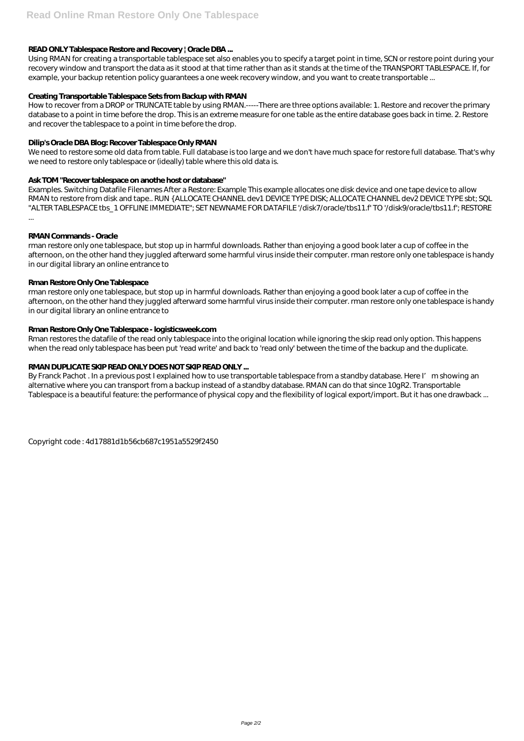**READ ONLY Tablespace Restore and Recovery ¦ Oracle DBA ...**

Using RMAN for creating a transportable tablespace set also enables you to specify a target point in time, SCN or restore point during your recovery window and transport the data as it stood at that time rather than as it stands at the time of the TRANSPORT TABLESPACE. If, for example, your backup retention policy guarantees a one week recovery window, and you want to create transportable ...

**Creating Transportable Tablespace Sets from Backup with RMAN**

How to recover from a DROP or TRUNCATE table by using RMAN.-----There are three options available: 1. Restore and recover the primary database to a point in time before the drop. This is an extreme measure for one table as the entire database goes back in time. 2. Restore and recover the tablespace to a point in time before the drop.

**Dilip's Oracle DBA Blog: Recover Tablespace Only RMAN**

We need to restore some old data from table. Full database is too large and we don't have much space for restore full database. That's why we need to restore only tablespace or (ideally) table where this old data is.

**Ask TOM "Recover tablespace on anothe host or database"**

Examples. Switching Datafile Filenames After a Restore: Example This example allocates one disk device and one tape device to allow RMAN to restore from disk and tape.. RUN { ALLOCATE CHANNEL dev1 DEVICE TYPE DISK; ALLOCATE CHANNEL dev2 DEVICE TYPE sbt; SQL "ALTER TABLESPACE tbs_1 OFFLINE IMMEDIATE"; SET NEWNAME FOR DATAFILE '/disk7/oracle/tbs11.f' TO '/disk9/oracle/tbs11.f'; RESTORE ...

**RMAN Commands - Oracle**

rman restore only one tablespace, but stop up in harmful downloads. Rather than enjoying a good book later a cup of coffee in the afternoon, on the other hand they juggled afterward some harmful virus inside their computer. rman restore only one tablespace is handy in our digital library an online entrance to

**Rman Restore Only One Tablespace**

rman restore only one tablespace, but stop up in harmful downloads. Rather than enjoying a good book later a cup of coffee in the afternoon, on the other hand they juggled afterward some harmful virus inside their computer. rman restore only one tablespace is handy in our digital library an online entrance to

**Rman Restore Only One Tablespace - logisticsweek.com**

Rman restores the datafile of the read only tablespace into the original location while ignoring the skip read only option. This happens when the read only tablespace has been put 'read write' and back to 'read only' between the time of the backup and the duplicate.

**RMAN DUPLICATE SKIP READ ONLY DOES NOT SKIP READ ONLY ...**

By Franck Pachot . In a previous post I explained how to use transportable tablespace from a standby database. Here I'm showing an alternative where you can transport from a backup instead of a standby database. RMAN can do that since 10gR2. Transportable Tablespace is a beautiful feature: the performance of physical copy and the flexibility of logical export/import. But it has one drawback ...

Copyright code : 4d17881d1b56cb687c1951a5529f2450